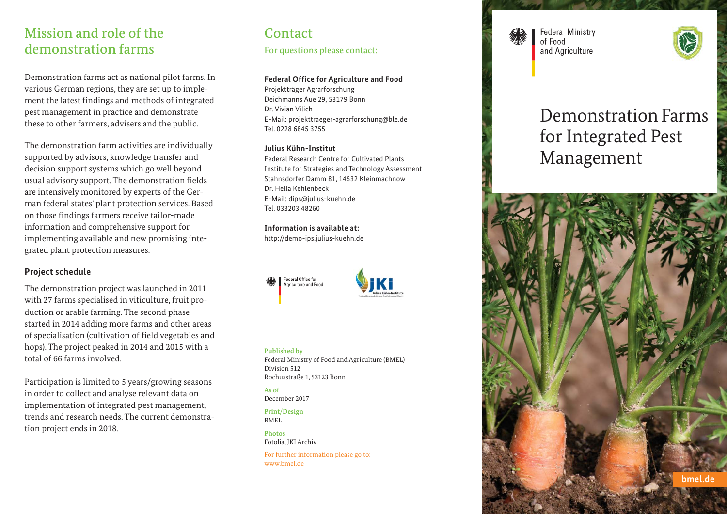## Mission and role of the demonstration farms

Demonstration farms act as national pilot farms. In various German regions, they are set up to implement the latest findings and methods of integrated pest management in practice and demonstrate these to other farmers, advisers and the public.

The demonstration farm activities are individually supported by advisors, knowledge transfer and decision support systems which go well beyond usual advisory support. The demonstration fields are intensively monitored by experts of the German federal states' plant protection services. Based on those findings farmers receive tailor-made information and comprehensive support for implementing available and new promising integrated plant protection measures.

### Project schedule

The demonstration project was launched in 2011 with 27 farms specialised in viticulture, fruit production or arable farming. The second phase started in 2014 adding more farms and other areas of specialisation (cultivation of field vegetables and hops). The project peaked in 2014 and 2015 with a total of 66 farms involved.

Participation is limited to 5 years/growing seasons in order to collect and analyse relevant data on implementation of integrated pest management, trends and research needs. The current demonstration project ends in 2018.

## Contact

For questions please contact:

**Federal Office for Agriculture and Food**
Projektträger Agrarforschung
Deichmanns Aue 29, 53179 Bonn
Dr. Vivian Vilich
E-Mail: projekttraeger-agrarforschung@ble.de
Tel. 0228 6845 3755

**Julius Kühn-Institut**
Federal Research Centre for Cultivated Plants
Institute for Strategies and Technology Assessment
Stahnsdorfer Damm 81, 14532 Kleinmachnow
Dr. Hella Kehlenbeck
E-Mail: dips@julius-kuehn.de
Tel. 033203 48260

**Information is available at:**
http://demo-ips.julius-kuehn.de

Federal Office for Agriculture and Food

JKI Julius Kühn-Institut
Federal Research Centre for Cultivated Plants

**Published by**
Federal Ministry of Food and Agriculture (BMEL)
Division 512
Rochusstraße 1, 53123 Bonn

**As of**
December 2017

**Print/Design**
BMEL

**Photos**
Fotolia, JKI Archiv

For further information please go to:
www.bmel.de

Federal Ministry of Food and Agriculture

# Demonstration Farms for Integrated Pest Management

bmel.de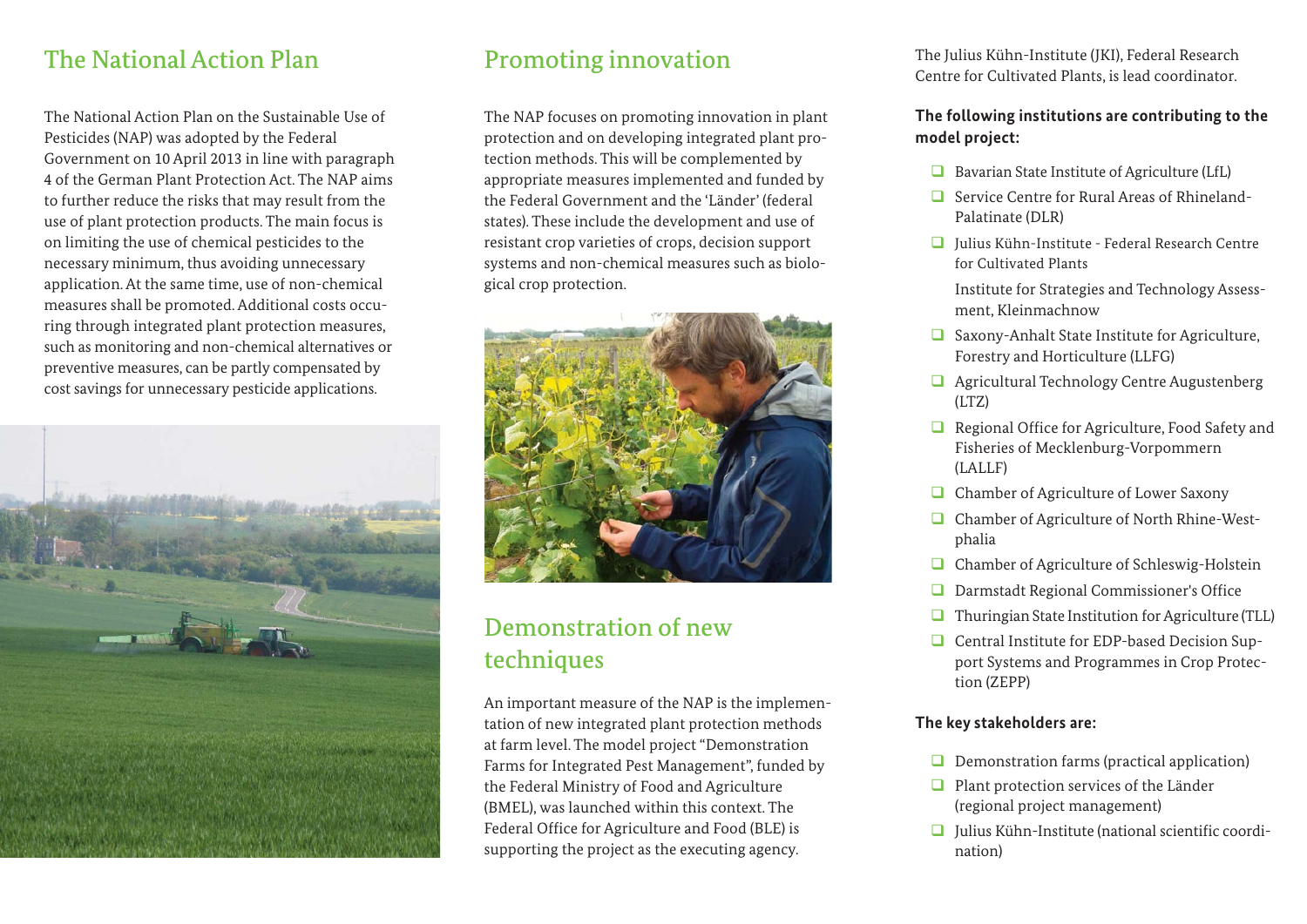## The National Action Plan

The National Action Plan on the Sustainable Use of Pesticides (NAP) was adopted by the Federal Government on 10 April 2013 in line with paragraph 4 of the German Plant Protection Act. The NAP aims to further reduce the risks that may result from the use of plant protection products. The main focus is on limiting the use of chemical pesticides to the necessary minimum, thus avoiding unnecessary application. At the same time, use of non-chemical measures shall be promoted. Additional costs occurring through integrated plant protection measures, such as monitoring and non-chemical alternatives or preventive measures, can be partly compensated by cost savings for unnecessary pesticide applications.

## Promoting innovation

The NAP focuses on promoting innovation in plant protection and on developing integrated plant protection methods. This will be complemented by appropriate measures implemented and funded by the Federal Government and the 'Länder' (federal states). These include the development and use of resistant crop varieties of crops, decision support systems and non-chemical measures such as biological crop protection.

## Demonstration of new techniques

An important measure of the NAP is the implementation of new integrated plant protection methods at farm level. The model project "Demonstration Farms for Integrated Pest Management", funded by the Federal Ministry of Food and Agriculture (BMEL), was launched within this context. The Federal Office for Agriculture and Food (BLE) is supporting the project as the executing agency.

The Julius Kühn-Institute (JKI), Federal Research Centre for Cultivated Plants, is lead coordinator.

**The following institutions are contributing to the model project:**

- Bavarian State Institute of Agriculture (LfL)
- Service Centre for Rural Areas of Rhineland-Palatinate (DLR)
- Julius Kühn-Institute - Federal Research Centre for Cultivated Plants

  Institute for Strategies and Technology Assessment, Kleinmachnow
- Saxony-Anhalt State Institute for Agriculture, Forestry and Horticulture (LLFG)
- Agricultural Technology Centre Augustenberg (LTZ)
- Regional Office for Agriculture, Food Safety and Fisheries of Mecklenburg-Vorpommern (LALLF)
- Chamber of Agriculture of Lower Saxony
- Chamber of Agriculture of North Rhine-Westphalia
- Chamber of Agriculture of Schleswig-Holstein
- Darmstadt Regional Commissioner's Office
- Thuringian State Institution for Agriculture (TLL)
- Central Institute for EDP-based Decision Support Systems and Programmes in Crop Protection (ZEPP)

**The key stakeholders are:**

- Demonstration farms (practical application)
- Plant protection services of the Länder (regional project management)
- Julius Kühn-Institute (national scientific coordination)